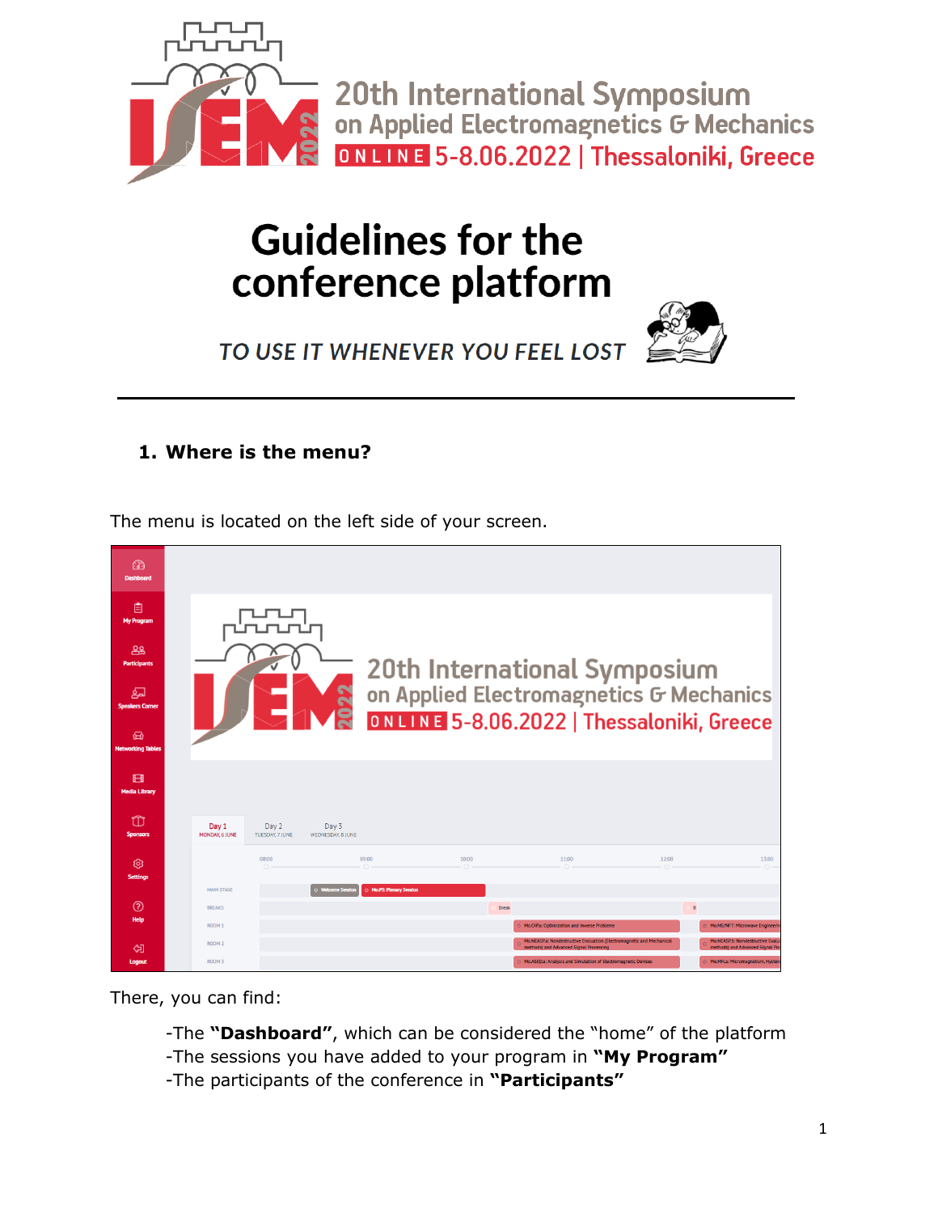20th International Symposium on Applied Electromagnetics & Mechanics

ONLINE 5-8.06.2022 | Thessaloniki, Greece

# Guidelines for the conference platform

*TO USE IT WHENEVER YOU FEEL LOST*

---

## 1. Where is the menu?

The menu is located on the left side of your screen.

There, you can find:

-The **"Dashboard"**, which can be considered the "home" of the platform
-The sessions you have added to your program in **"My Program"**
-The participants of the conference in **"Participants"**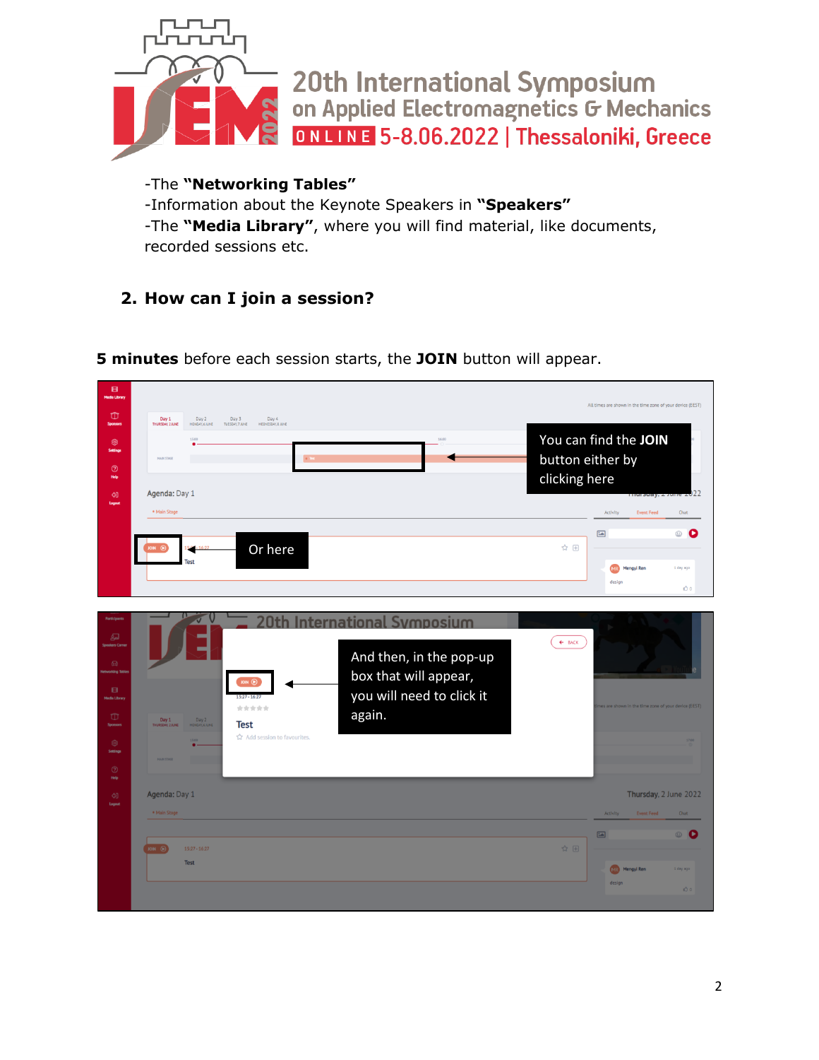-The **"Networking Tables"**
-Information about the Keynote Speakers in **"Speakers"**
-The **"Media Library"**, where you will find material, like documents, recorded sessions etc.

## 2. How can I join a session?

**5 minutes** before each session starts, the **JOIN** button will appear.

You can find the **JOIN** button either by clicking here

Or here

And then, in the pop-up box that will appear, you will need to click it again.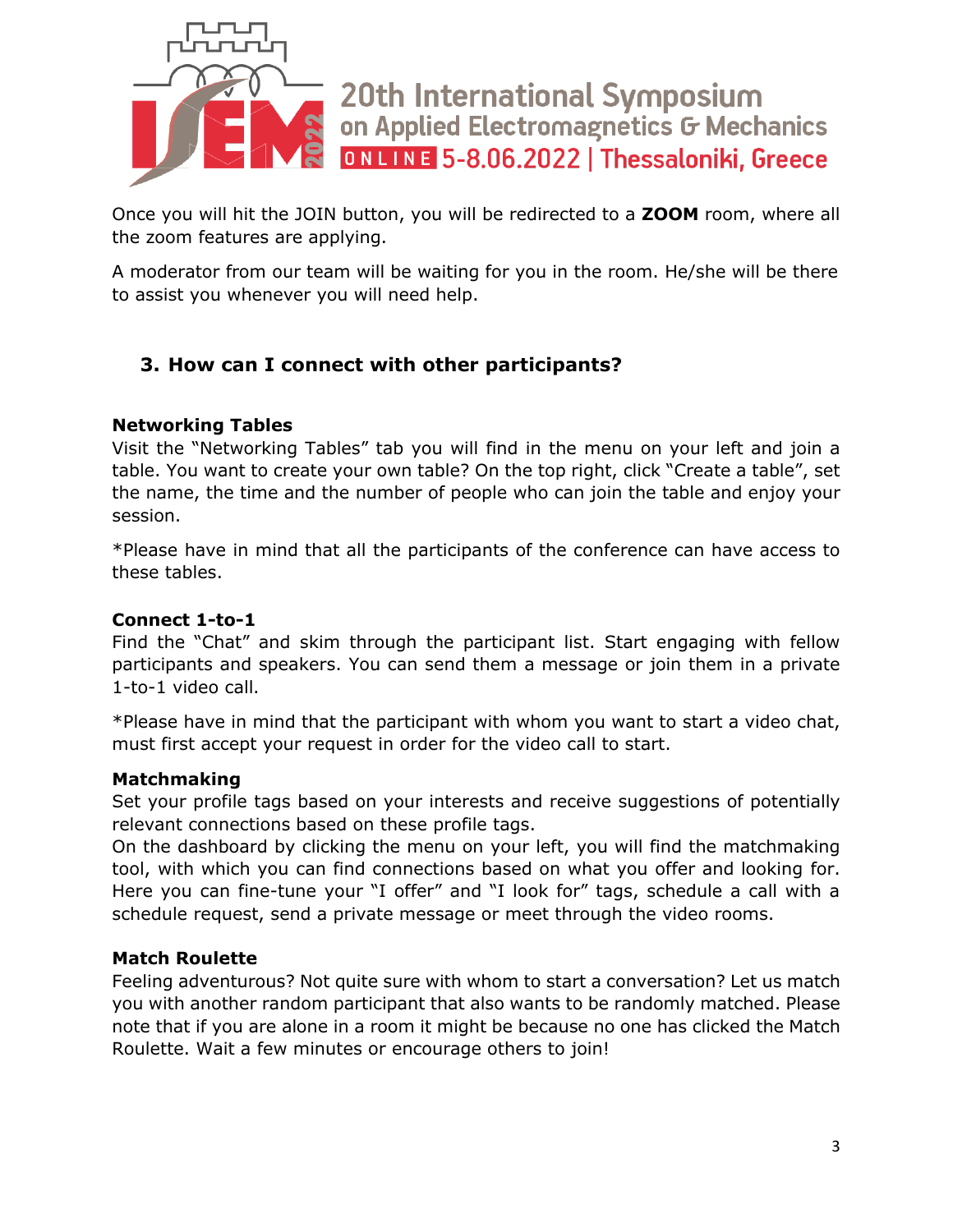Once you will hit the JOIN button, you will be redirected to a **ZOOM** room, where all the zoom features are applying.

A moderator from our team will be waiting for you in the room. He/she will be there to assist you whenever you will need help.

## 3. How can I connect with other participants?

**Networking Tables**

Visit the "Networking Tables" tab you will find in the menu on your left and join a table. You want to create your own table? On the top right, click "Create a table", set the name, the time and the number of people who can join the table and enjoy your session.

*Please have in mind that all the participants of the conference can have access to these tables.

**Connect 1-to-1**

Find the "Chat" and skim through the participant list. Start engaging with fellow participants and speakers. You can send them a message or join them in a private 1-to-1 video call.

*Please have in mind that the participant with whom you want to start a video chat, must first accept your request in order for the video call to start.

**Matchmaking**

Set your profile tags based on your interests and receive suggestions of potentially relevant connections based on these profile tags.
On the dashboard by clicking the menu on your left, you will find the matchmaking tool, with which you can find connections based on what you offer and looking for. Here you can fine-tune your "I offer" and "I look for" tags, schedule a call with a schedule request, send a private message or meet through the video rooms.

**Match Roulette**

Feeling adventurous? Not quite sure with whom to start a conversation? Let us match you with another random participant that also wants to be randomly matched. Please note that if you are alone in a room it might be because no one has clicked the Match Roulette. Wait a few minutes or encourage others to join!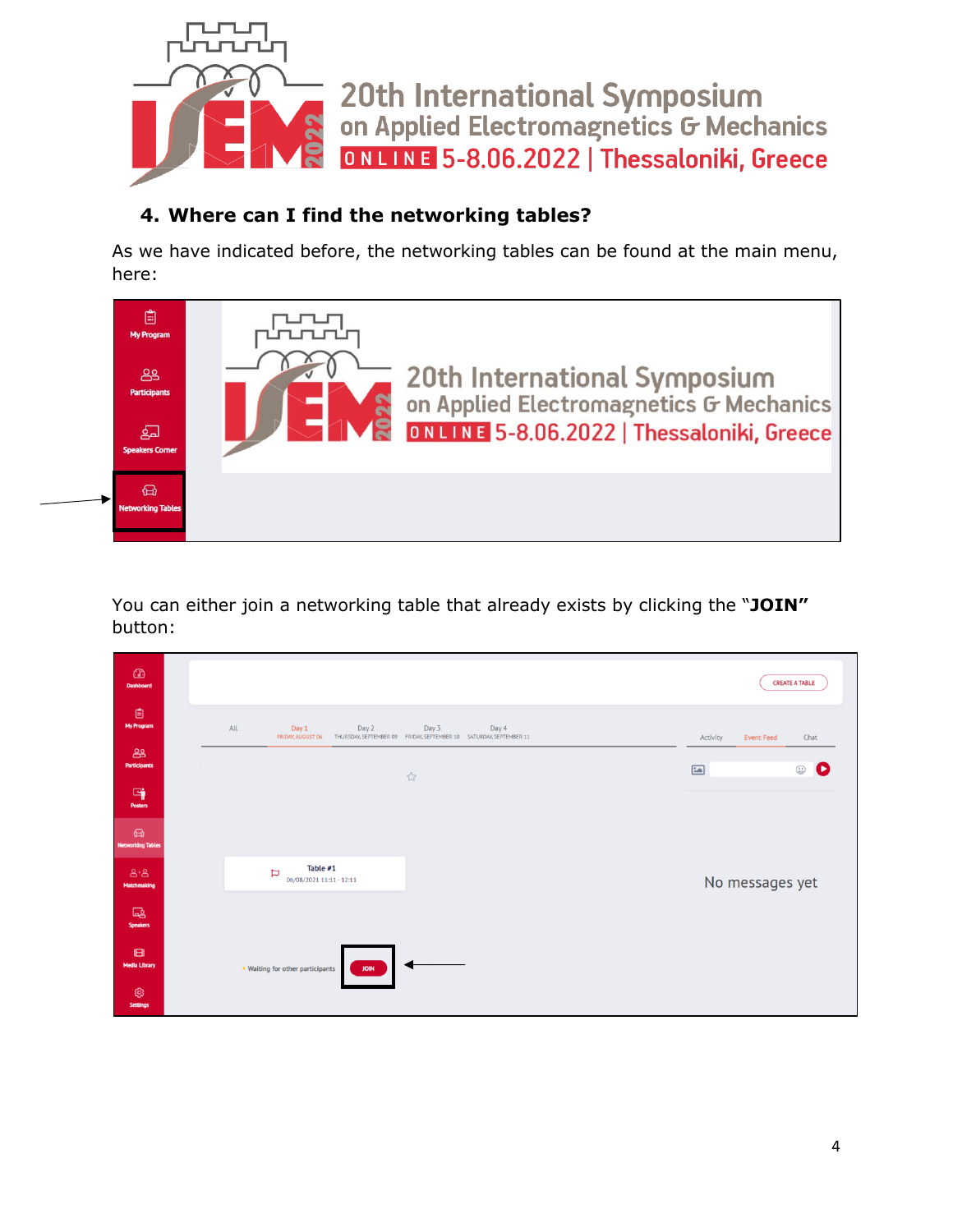## 4. Where can I find the networking tables?

As we have indicated before, the networking tables can be found at the main menu, here:

You can either join a networking table that already exists by clicking the "**JOIN**" button: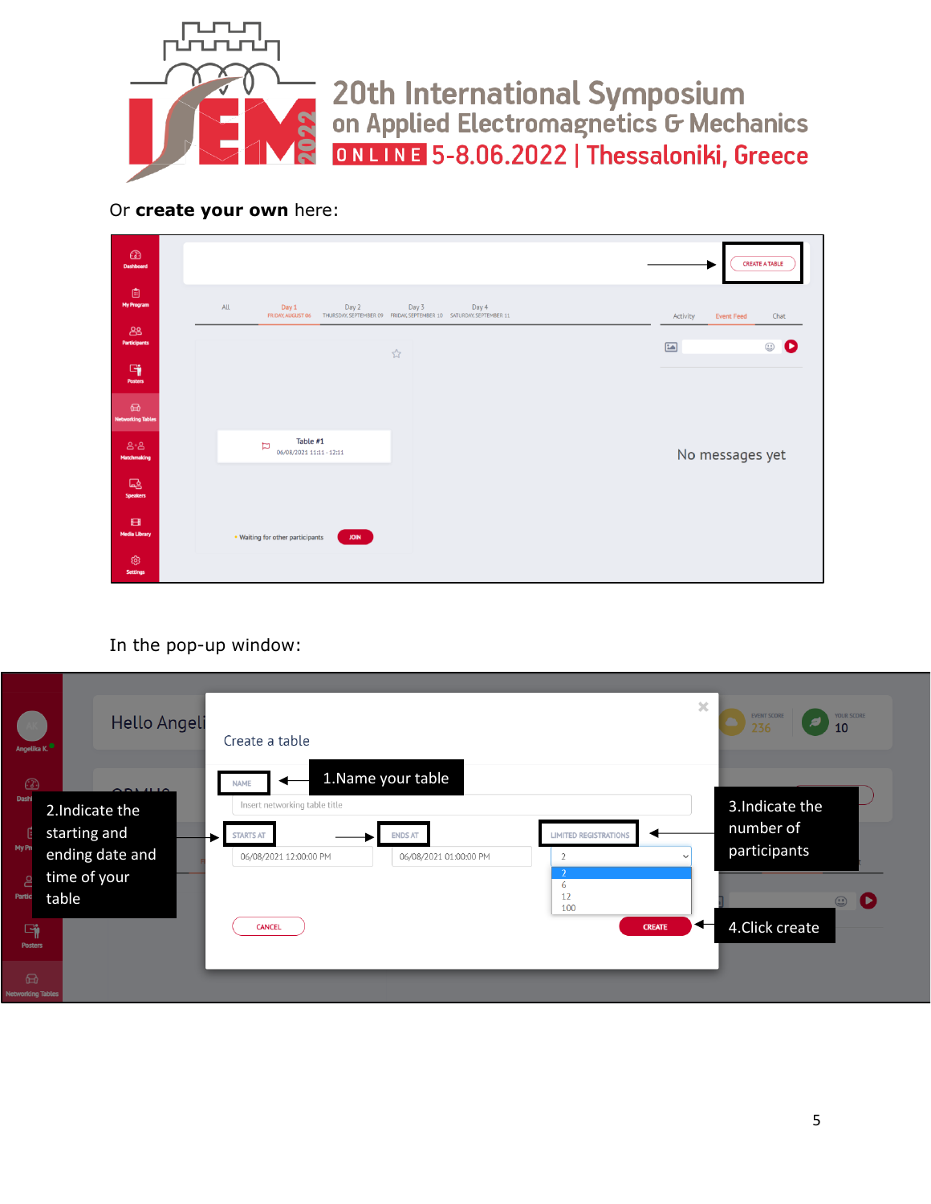Or **create your own** here:

In the pop-up window: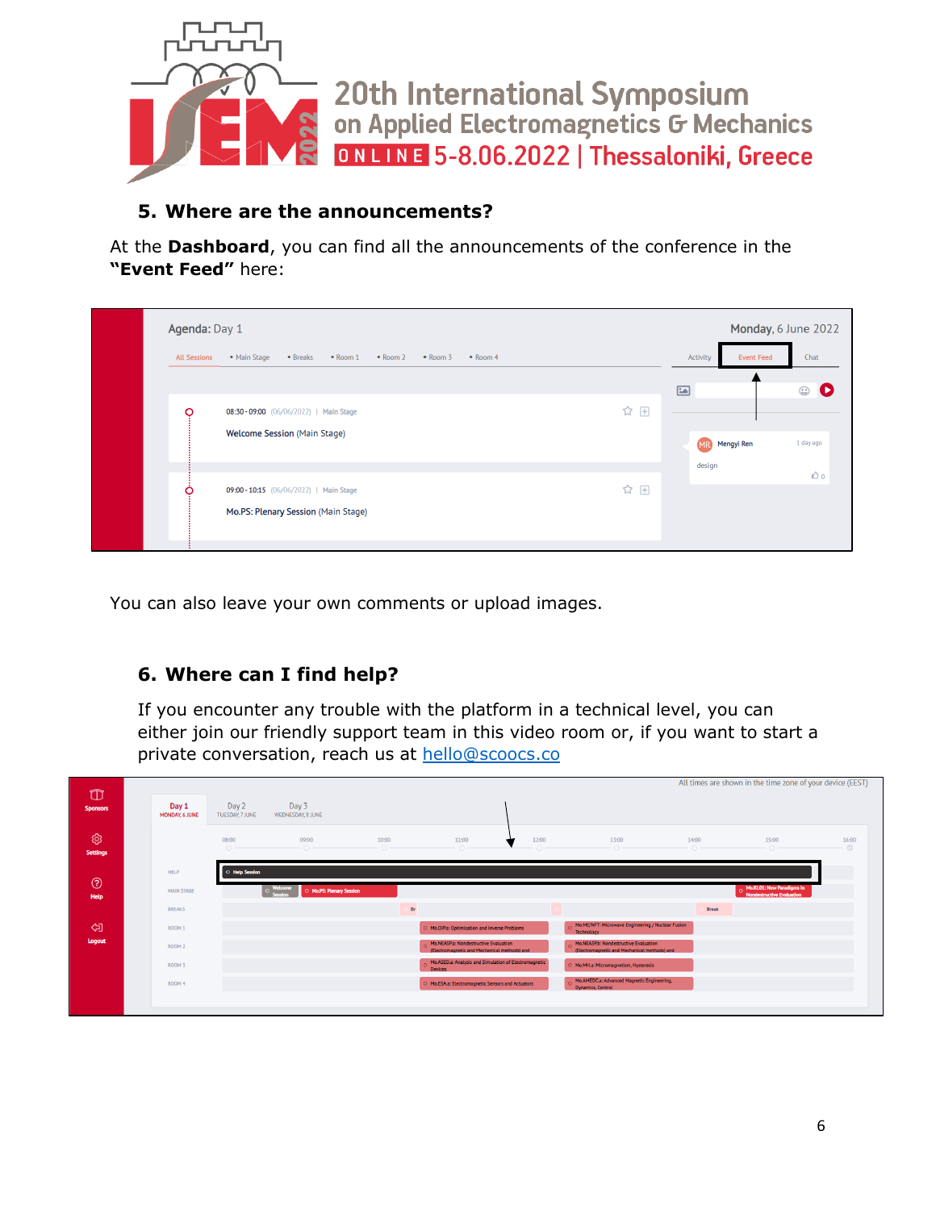## 5. Where are the announcements?

At the **Dashboard**, you can find all the announcements of the conference in the **"Event Feed"** here:

You can also leave your own comments or upload images.

## 6. Where can I find help?

If you encounter any trouble with the platform in a technical level, you can either join our friendly support team in this video room or, if you want to start a private conversation, reach us at [hello@scoocs.co](mailto:hello@scoocs.co)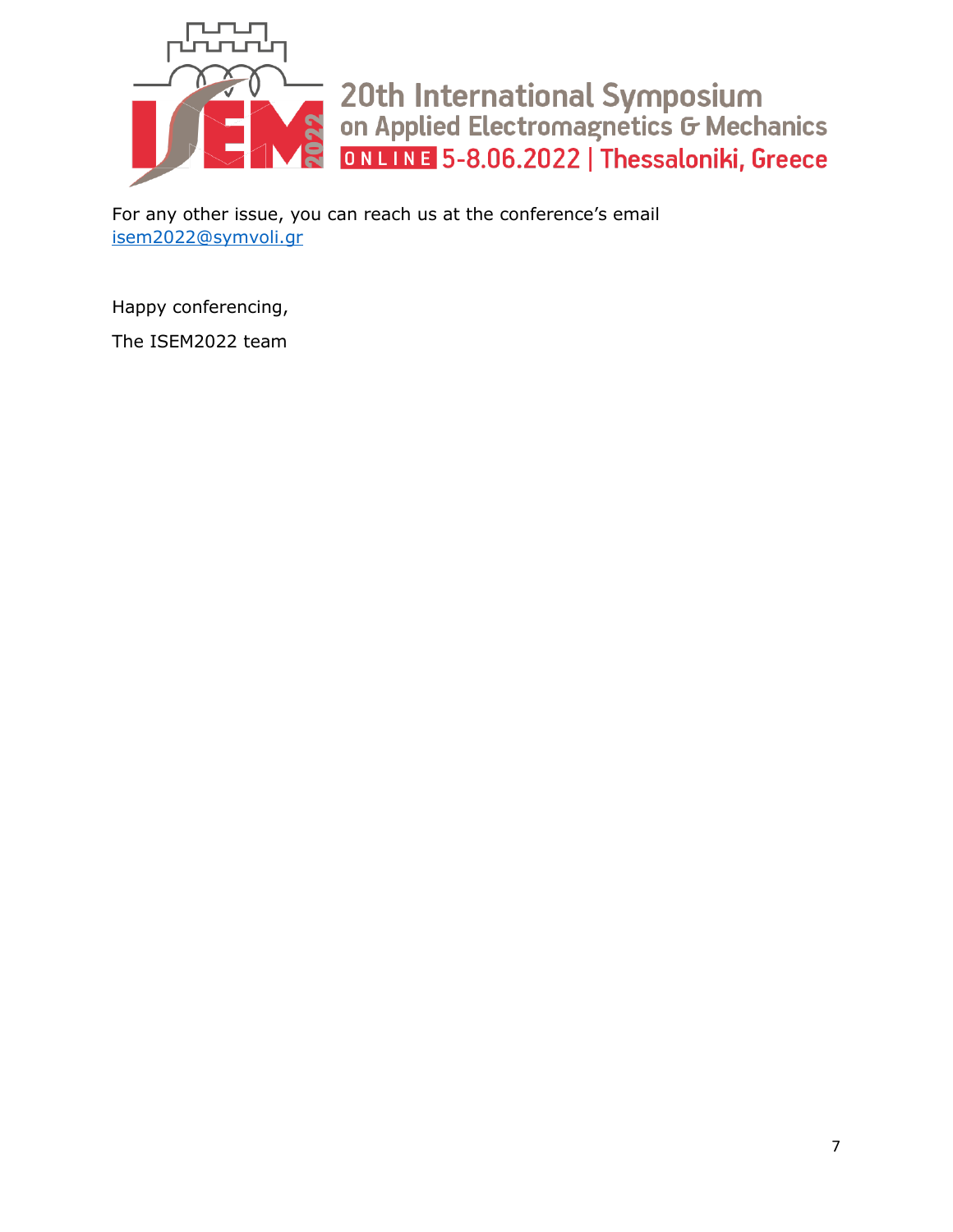For any other issue, you can reach us at the conference's email isem2022@symvoli.gr

Happy conferencing,

The ISEM2022 team